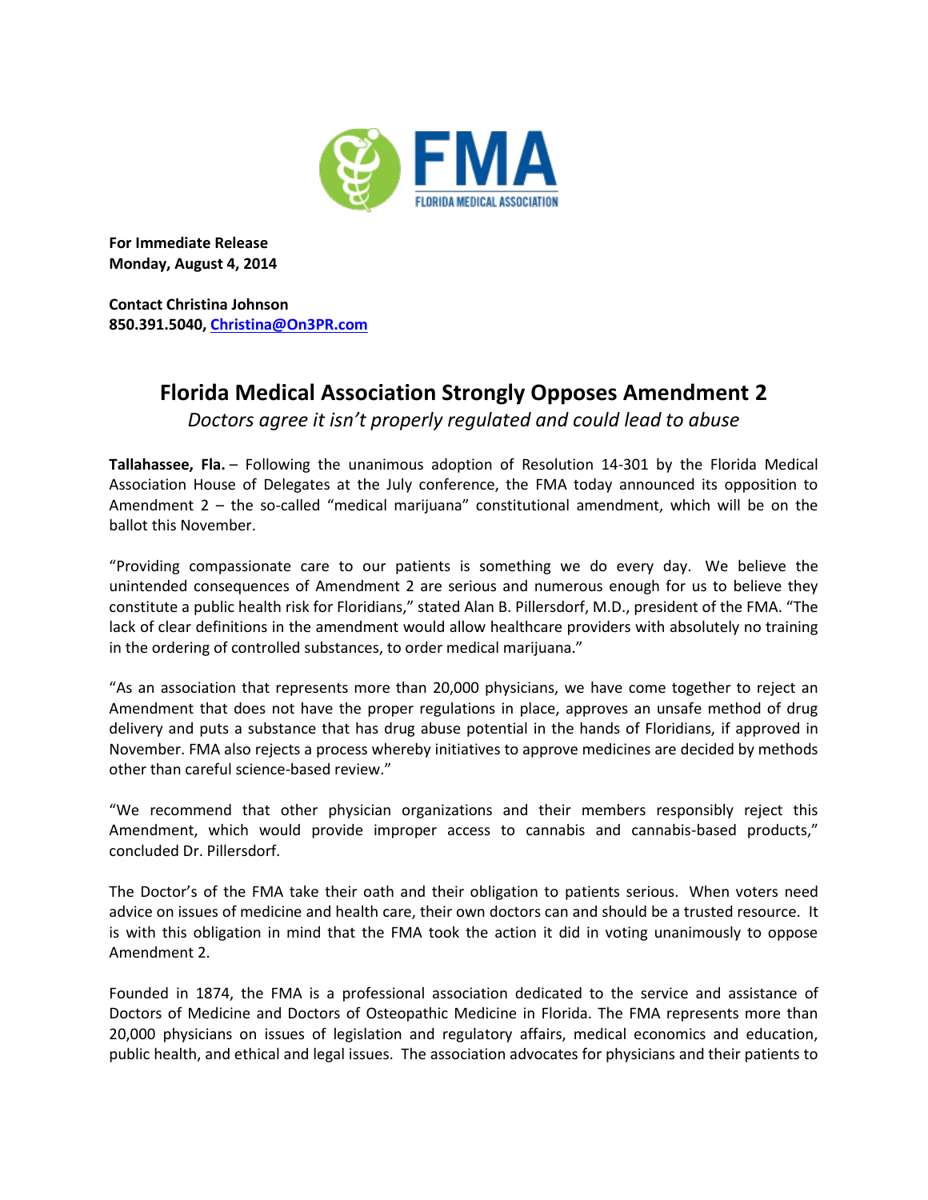FMA
FLORIDA MEDICAL ASSOCIATION

**For Immediate Release**
**Monday, August 4, 2014**

**Contact Christina Johnson**
**850.391.5040, Christina@On3PR.com**

# Florida Medical Association Strongly Opposes Amendment 2

*Doctors agree it isn't properly regulated and could lead to abuse*

**Tallahassee, Fla.** – Following the unanimous adoption of Resolution 14-301 by the Florida Medical Association House of Delegates at the July conference, the FMA today announced its opposition to Amendment 2 – the so-called "medical marijuana" constitutional amendment, which will be on the ballot this November.

"Providing compassionate care to our patients is something we do every day. We believe the unintended consequences of Amendment 2 are serious and numerous enough for us to believe they constitute a public health risk for Floridians," stated Alan B. Pillersdorf, M.D., president of the FMA. "The lack of clear definitions in the amendment would allow healthcare providers with absolutely no training in the ordering of controlled substances, to order medical marijuana."

"As an association that represents more than 20,000 physicians, we have come together to reject an Amendment that does not have the proper regulations in place, approves an unsafe method of drug delivery and puts a substance that has drug abuse potential in the hands of Floridians, if approved in November. FMA also rejects a process whereby initiatives to approve medicines are decided by methods other than careful science-based review."

"We recommend that other physician organizations and their members responsibly reject this Amendment, which would provide improper access to cannabis and cannabis-based products," concluded Dr. Pillersdorf.

The Doctor's of the FMA take their oath and their obligation to patients serious. When voters need advice on issues of medicine and health care, their own doctors can and should be a trusted resource. It is with this obligation in mind that the FMA took the action it did in voting unanimously to oppose Amendment 2.

Founded in 1874, the FMA is a professional association dedicated to the service and assistance of Doctors of Medicine and Doctors of Osteopathic Medicine in Florida. The FMA represents more than 20,000 physicians on issues of legislation and regulatory affairs, medical economics and education, public health, and ethical and legal issues. The association advocates for physicians and their patients to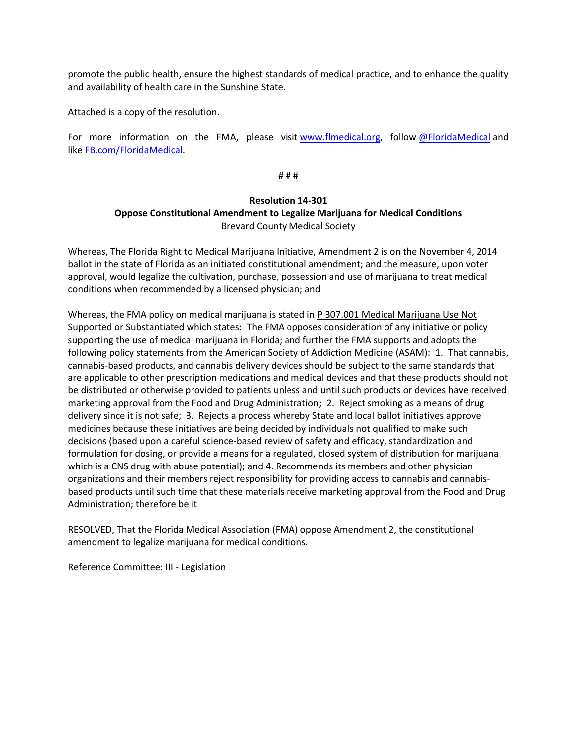promote the public health, ensure the highest standards of medical practice, and to enhance the quality and availability of health care in the Sunshine State.

Attached is a copy of the resolution.

For more information on the FMA, please visit [www.flmedical.org](http://www.flmedical.org), follow [@FloridaMedical](https://twitter.com/FloridaMedical) and like [FB.com/FloridaMedical](https://FB.com/FloridaMedical).

# # #

**Resolution 14-301**

**Oppose Constitutional Amendment to Legalize Marijuana for Medical Conditions**

Brevard County Medical Society

Whereas, The Florida Right to Medical Marijuana Initiative, Amendment 2 is on the November 4, 2014 ballot in the state of Florida as an initiated constitutional amendment; and the measure, upon voter approval, would legalize the cultivation, purchase, possession and use of marijuana to treat medical conditions when recommended by a licensed physician; and

Whereas, the FMA policy on medical marijuana is stated in P 307.001 Medical Marijuana Use Not Supported or Substantiated which states: The FMA opposes consideration of any initiative or policy supporting the use of medical marijuana in Florida; and further the FMA supports and adopts the following policy statements from the American Society of Addiction Medicine (ASAM): 1. That cannabis, cannabis-based products, and cannabis delivery devices should be subject to the same standards that are applicable to other prescription medications and medical devices and that these products should not be distributed or otherwise provided to patients unless and until such products or devices have received marketing approval from the Food and Drug Administration; 2. Reject smoking as a means of drug delivery since it is not safe; 3. Rejects a process whereby State and local ballot initiatives approve medicines because these initiatives are being decided by individuals not qualified to make such decisions (based upon a careful science-based review of safety and efficacy, standardization and formulation for dosing, or provide a means for a regulated, closed system of distribution for marijuana which is a CNS drug with abuse potential); and 4. Recommends its members and other physician organizations and their members reject responsibility for providing access to cannabis and cannabis-based products until such time that these materials receive marketing approval from the Food and Drug Administration; therefore be it

RESOLVED, That the Florida Medical Association (FMA) oppose Amendment 2, the constitutional amendment to legalize marijuana for medical conditions.

Reference Committee: III - Legislation